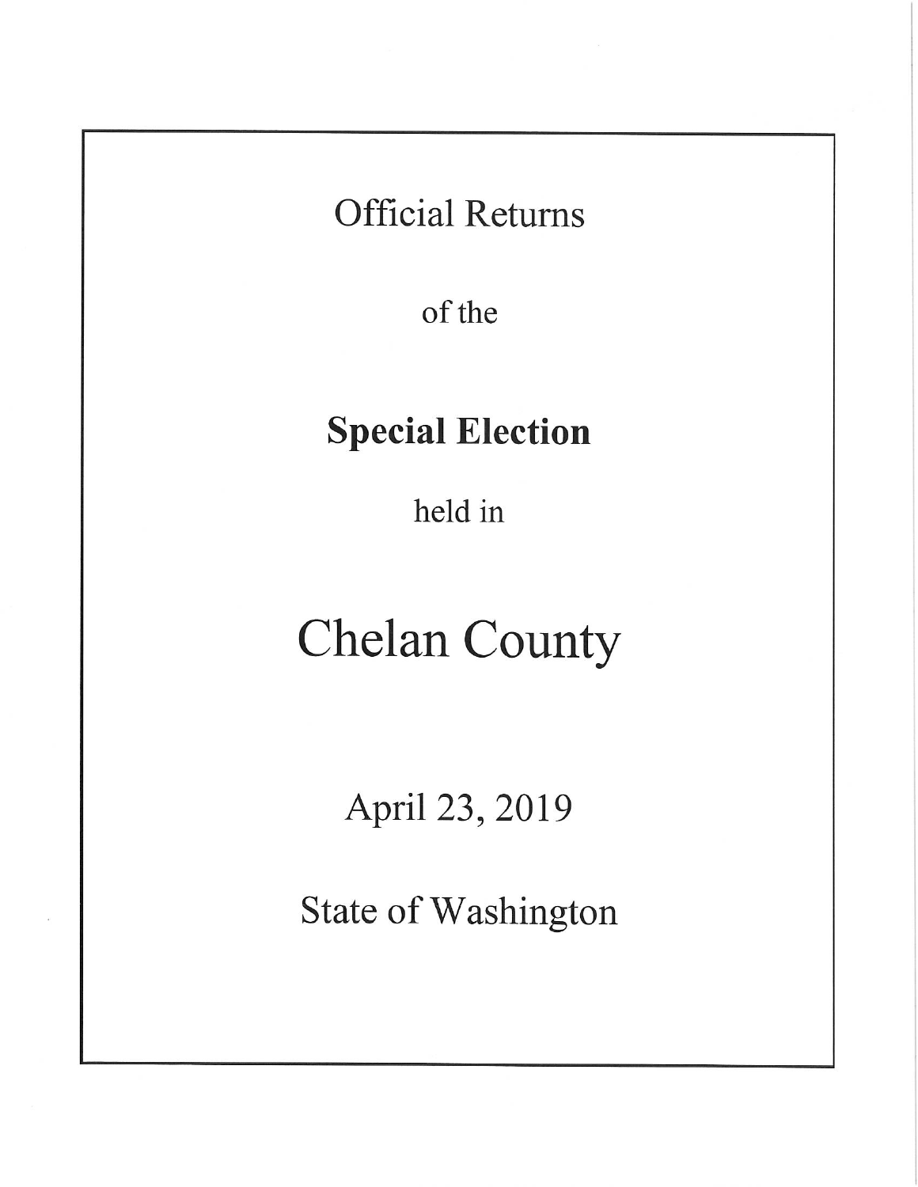Official Returns

of the

**Special Election**

held in

# Chelan County

April 23, 2019

State of Washington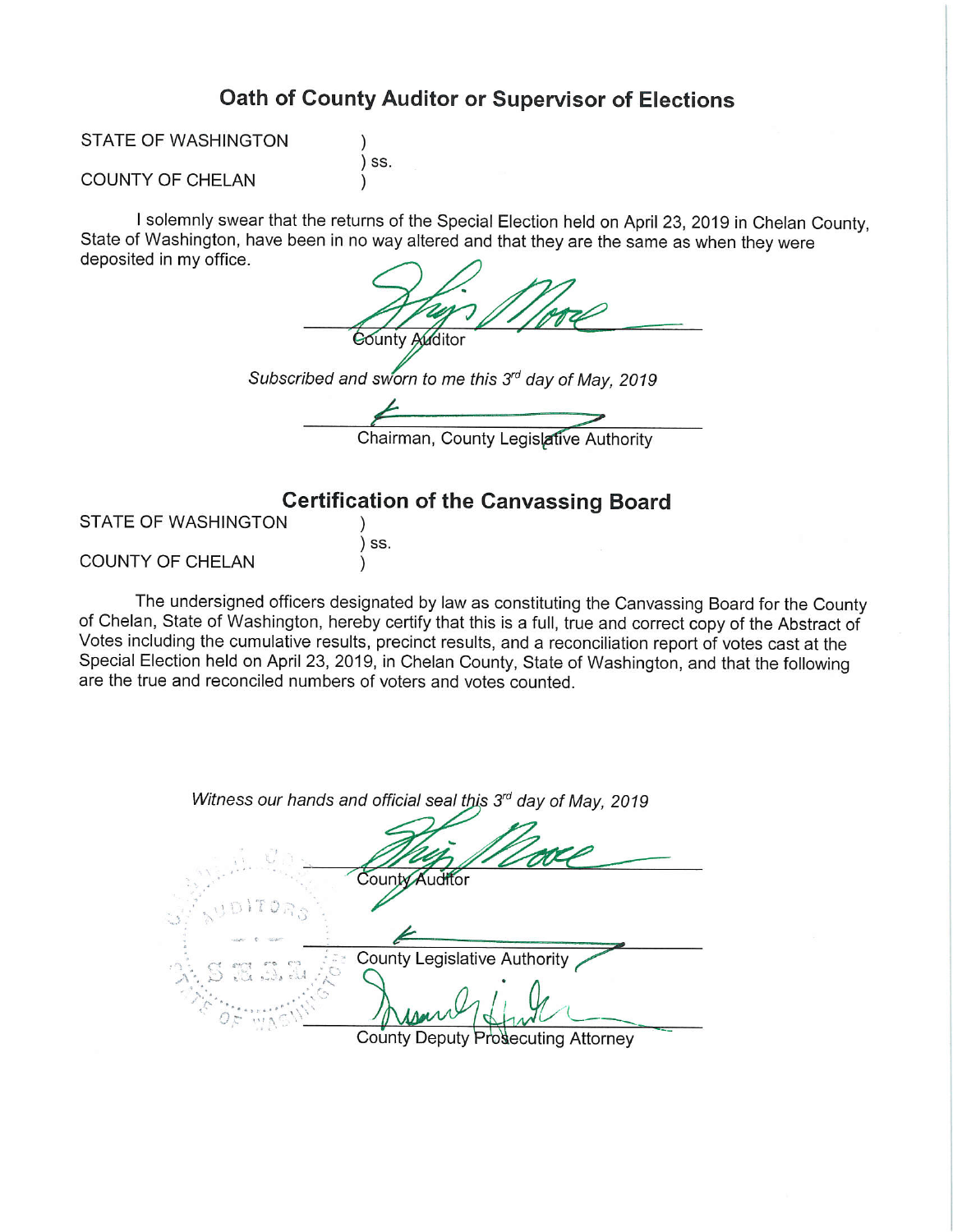## Oath of County Auditor or Supervisor of Elections

STATE OF WASHINGTON )
) ss.
COUNTY OF CHELAN )

I solemnly swear that the returns of the Special Election held on April 23, 2019 in Chelan County, State of Washington, have been in no way altered and that they are the same as when they were deposited in my office.

\_\_\_\_\_\_\_\_\_\_\_\_\_\_\_\_\_\_\_\_\_\_\_\_\_\_\_\_\_\_
County Auditor

*Subscribed and sworn to me this 3rd day of May, 2019*

\_\_\_\_\_\_\_\_\_\_\_\_\_\_\_\_\_\_\_\_\_\_\_\_\_\_\_\_\_\_
Chairman, County Legislative Authority

## Certification of the Canvassing Board

STATE OF WASHINGTON )
) ss.
COUNTY OF CHELAN )

The undersigned officers designated by law as constituting the Canvassing Board for the County of Chelan, State of Washington, hereby certify that this is a full, true and correct copy of the Abstract of Votes including the cumulative results, precinct results, and a reconciliation report of votes cast at the Special Election held on April 23, 2019, in Chelan County, State of Washington, and that the following are the true and reconciled numbers of voters and votes counted.

*Witness our hands and official seal this 3rd day of May, 2019*

\_\_\_\_\_\_\_\_\_\_\_\_\_\_\_\_\_\_\_\_\_\_\_\_\_\_\_\_\_\_
County Auditor

\_\_\_\_\_\_\_\_\_\_\_\_\_\_\_\_\_\_\_\_\_\_\_\_\_\_\_\_\_\_
County Legislative Authority

\_\_\_\_\_\_\_\_\_\_\_\_\_\_\_\_\_\_\_\_\_\_\_\_\_\_\_\_\_\_
County Deputy Prosecuting Attorney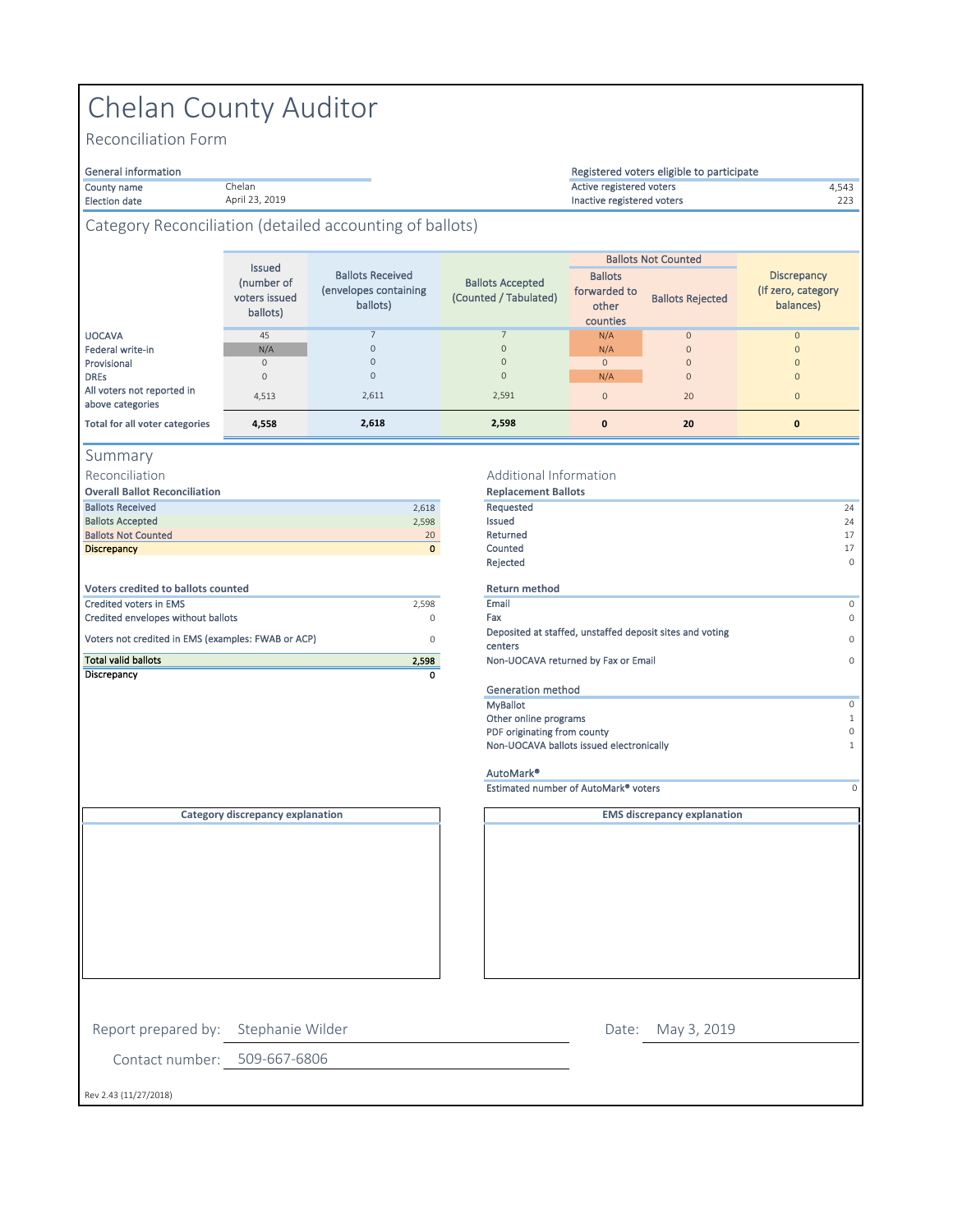# Chelan County Auditor

## Reconciliation Form

| General information | |
|---|---|
| County name | Chelan |
| Election date | April 23, 2019 |

| Registered voters eligible to participate | |
|---|---|
| Active registered voters | 4,543 |
| Inactive registered voters | 223 |

## Category Reconciliation (detailed accounting of ballots)

| | Issued (number of voters issued ballots) | Ballots Received (envelopes containing ballots) | Ballots Accepted (Counted / Tabulated) | Ballots Not Counted | | Discrepancy (If zero, category balances) |
|---|---|---|---|---|---|---|
| | | | | Ballots forwarded to other counties | Ballots Rejected | |
| UOCAVA | 45 | 7 | 7 | N/A | 0 | 0 |
| Federal write-in | N/A | 0 | 0 | N/A | 0 | 0 |
| Provisional | 0 | 0 | 0 | 0 | 0 | 0 |
| DREs | 0 | 0 | 0 | N/A | 0 | 0 |
| All voters not reported in above categories | 4,513 | 2,611 | 2,591 | 0 | 20 | 0 |
| **Total for all voter categories** | **4,558** | **2,618** | **2,598** | **0** | **20** | **0** |

## Summary

### Reconciliation

| **Overall Ballot Reconciliation** | |
|---|---|
| Ballots Received | 2,618 |
| Ballots Accepted | 2,598 |
| Ballots Not Counted | 20 |
| **Discrepancy** | **0** |

| **Voters credited to ballots counted** | |
|---|---|
| Credited voters in EMS | 2,598 |
| Credited envelopes without ballots | 0 |
| Voters not credited in EMS (examples: FWAB or ACP) | 0 |
| **Total valid ballots** | **2,598** |
| **Discrepancy** | **0** |

### Additional Information

| **Replacement Ballots** | |
|---|---|
| Requested | 24 |
| Issued | 24 |
| Returned | 17 |
| Counted | 17 |
| Rejected | 0 |

| **Return method** | |
|---|---|
| Email | 0 |
| Fax | 0 |
| Deposited at staffed, unstaffed deposit sites and voting centers | 0 |
| Non-UOCAVA returned by Fax or Email | 0 |

| Generation method | |
|---|---|
| MyBallot | 0 |
| Other online programs | 1 |
| PDF originating from county | 0 |
| Non-UOCAVA ballots issued electronically | 1 |

| AutoMark® | |
|---|---|
| Estimated number of AutoMark® voters | 0 |

**Category discrepancy explanation**

**EMS discrepancy explanation**

Report prepared by: Stephanie Wilder

Date: May 3, 2019

Contact number: 509-667-6806

Rev 2.43 (11/27/2018)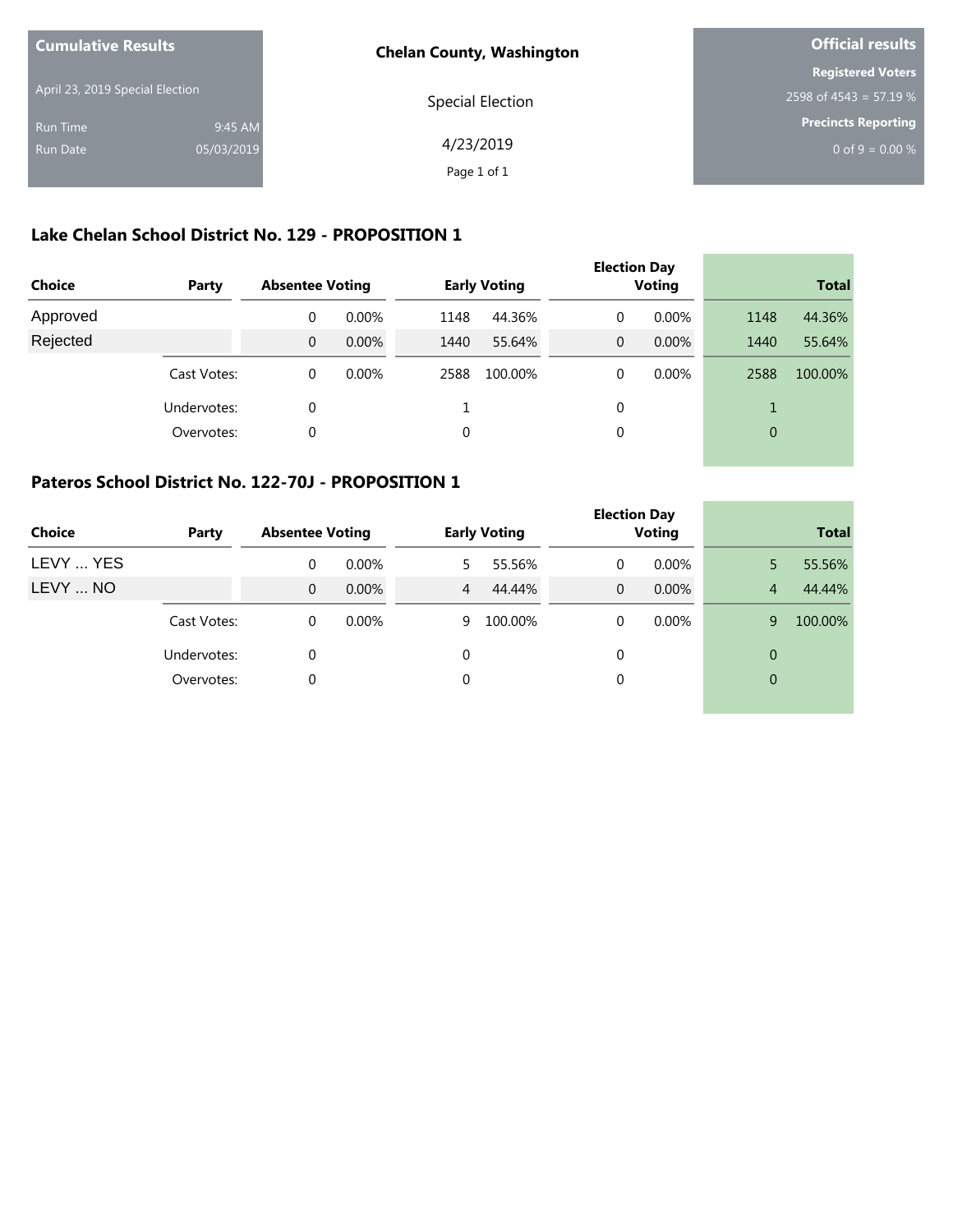**Cumulative Results**

April 23, 2019 Special Election

Run Time 9:45 AM

Run Date 05/03/2019

**Chelan County, Washington**

Special Election

4/23/2019

**Official results**

**Registered Voters**

2598 of 4543 = 57.19 %

**Precincts Reporting**

0 of 9 = 0.00 %

## Lake Chelan School District No. 129 - PROPOSITION 1

| Choice | Party | Absentee Voting | | Early Voting | | Election Day Voting | | Total | |
|---|---|---|---|---|---|---|---|---|---|
| Approved | | 0 | 0.00% | 1148 | 44.36% | 0 | 0.00% | 1148 | 44.36% |
| Rejected | | 0 | 0.00% | 1440 | 55.64% | 0 | 0.00% | 1440 | 55.64% |
| | Cast Votes: | 0 | 0.00% | 2588 | 100.00% | 0 | 0.00% | 2588 | 100.00% |
| | Undervotes: | 0 | | 1 | | 0 | | 1 | |
| | Overvotes: | 0 | | 0 | | 0 | | 0 | |

## Pateros School District No. 122-70J - PROPOSITION 1

| Choice | Party | Absentee Voting | | Early Voting | | Election Day Voting | | Total | |
|---|---|---|---|---|---|---|---|---|---|
| LEVY ... YES | | 0 | 0.00% | 5 | 55.56% | 0 | 0.00% | 5 | 55.56% |
| LEVY ... NO | | 0 | 0.00% | 4 | 44.44% | 0 | 0.00% | 4 | 44.44% |
| | Cast Votes: | 0 | 0.00% | 9 | 100.00% | 0 | 0.00% | 9 | 100.00% |
| | Undervotes: | 0 | | 0 | | 0 | | 0 | |
| | Overvotes: | 0 | | 0 | | 0 | | 0 | |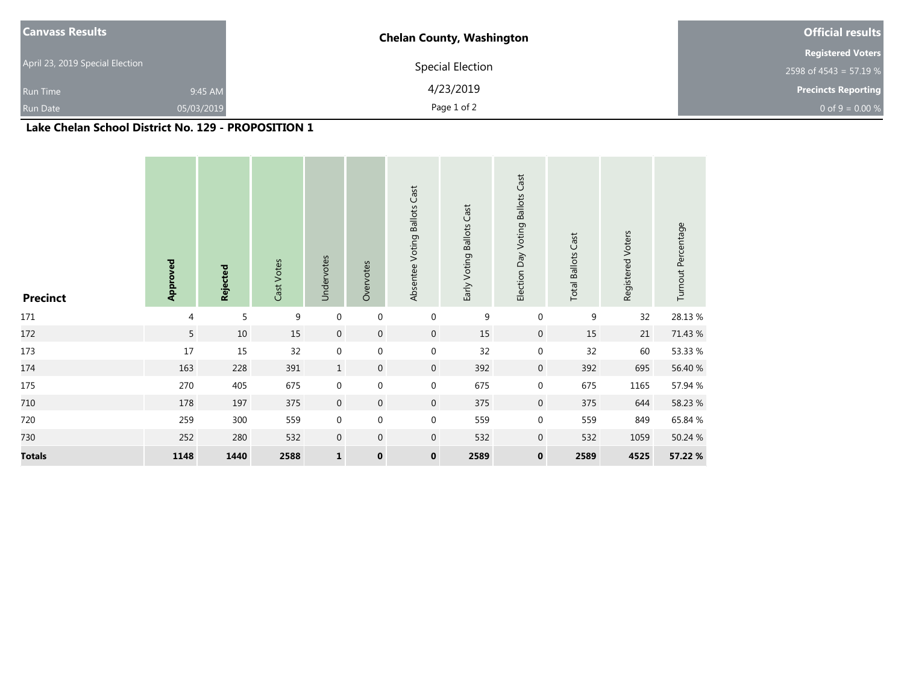| Canvass Results | | Chelan County, Washington | Official results |
|---|---|---|---|
| April 23, 2019 Special Election | | Special Election | Registered Voters |
| | | | 2598 of 4543 = 57.19 % |
| Run Time | 9:45 AM | 4/23/2019 | Precincts Reporting |
| Run Date | 05/03/2019 | | 0 of 9 = 0.00 % |

## Lake Chelan School District No. 129 - PROPOSITION 1

| Precinct | **Approved** | **Rejected** | Cast Votes | Undervotes | Overvotes | Absentee Voting Ballots Cast | Early Voting Ballots Cast | Election Day Voting Ballots Cast | Total Ballots Cast | Registered Voters | Turnout Percentage |
|---|---|---|---|---|---|---|---|---|---|---|---|
| 171 | 4 | 5 | 9 | 0 | 0 | 0 | 9 | 0 | 9 | 32 | 28.13 % |
| 172 | 5 | 10 | 15 | 0 | 0 | 0 | 15 | 0 | 15 | 21 | 71.43 % |
| 173 | 17 | 15 | 32 | 0 | 0 | 0 | 32 | 0 | 32 | 60 | 53.33 % |
| 174 | 163 | 228 | 391 | 1 | 0 | 0 | 392 | 0 | 392 | 695 | 56.40 % |
| 175 | 270 | 405 | 675 | 0 | 0 | 0 | 675 | 0 | 675 | 1165 | 57.94 % |
| 710 | 178 | 197 | 375 | 0 | 0 | 0 | 375 | 0 | 375 | 644 | 58.23 % |
| 720 | 259 | 300 | 559 | 0 | 0 | 0 | 559 | 0 | 559 | 849 | 65.84 % |
| 730 | 252 | 280 | 532 | 0 | 0 | 0 | 532 | 0 | 532 | 1059 | 50.24 % |
| **Totals** | **1148** | **1440** | **2588** | **1** | **0** | **0** | **2589** | **0** | **2589** | **4525** | **57.22 %** |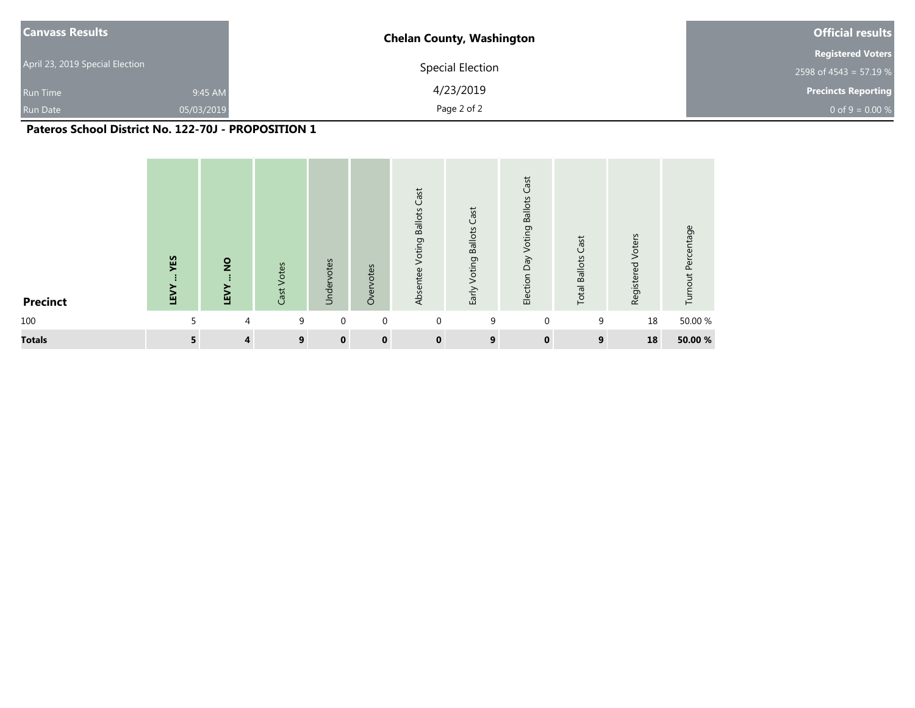| Canvass Results | Chelan County, Washington | Official results |
| --- | --- | --- |
| April 23, 2019 Special Election | Special Election | Registered Voters |
| | 4/23/2019 | 2598 of 4543 = 57.19 % |
| Run Time 9:45 AM | | Precincts Reporting |
| Run Date 05/03/2019 | | 0 of 9 = 0.00 % |

## Pateros School District No. 122-70J - PROPOSITION 1

| Precinct | LEVY ... YES | LEVY ... NO | Cast Votes | Undervotes | Overvotes | Absentee Voting Ballots Cast | Early Voting Ballots Cast | Election Day Voting Ballots Cast | Total Ballots Cast | Registered Voters | Turnout Percentage |
| --- | --- | --- | --- | --- | --- | --- | --- | --- | --- | --- | --- |
| 100 | 5 | 4 | 9 | 0 | 0 | 0 | 9 | 0 | 9 | 18 | 50.00 % |
| **Totals** | **5** | **4** | **9** | **0** | **0** | **0** | **9** | **0** | **9** | **18** | **50.00 %** |